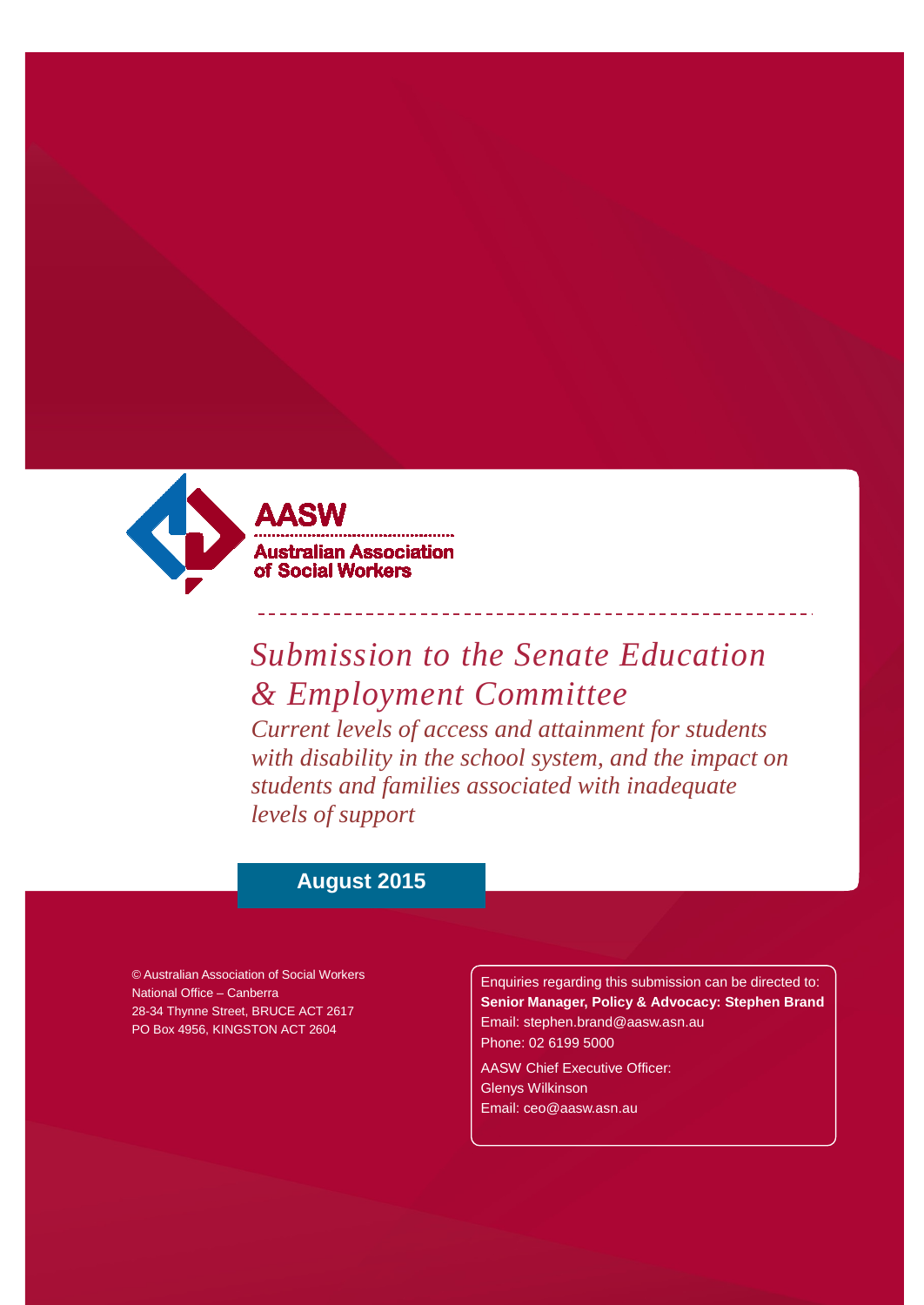**AASW**

**Australian Association of Social Workers**

# *Submission to the Senate Education & Employment Committee*

## *Current levels of access and attainment for students with disability in the school system, and the impact on students and families associated with inadequate levels of support*

**August 2015**

© Australian Association of Social Workers
National Office – Canberra
28-34 Thynne Street, BRUCE ACT 2617
PO Box 4956, KINGSTON ACT 2604

Enquiries regarding this submission can be directed to:
**Senior Manager, Policy & Advocacy: Stephen Brand**
Email: stephen.brand@aasw.asn.au
Phone: 02 6199 5000

AASW Chief Executive Officer:
Glenys Wilkinson
Email: ceo@aasw.asn.au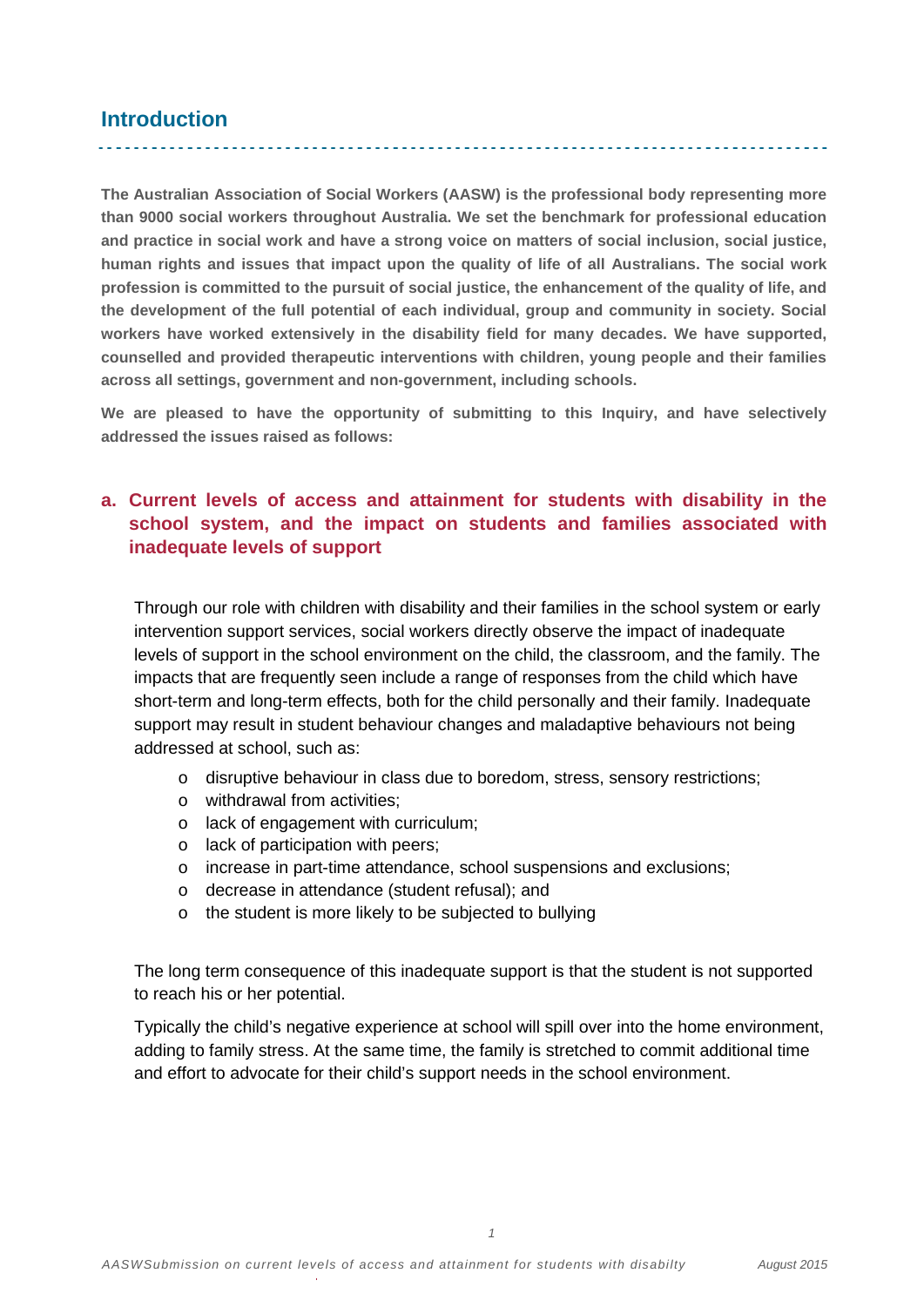## Introduction

**The Australian Association of Social Workers (AASW) is the professional body representing more than 9000 social workers throughout Australia. We set the benchmark for professional education and practice in social work and have a strong voice on matters of social inclusion, social justice, human rights and issues that impact upon the quality of life of all Australians. The social work profession is committed to the pursuit of social justice, the enhancement of the quality of life, and the development of the full potential of each individual, group and community in society. Social workers have worked extensively in the disability field for many decades. We have supported, counselled and provided therapeutic interventions with children, young people and their families across all settings, government and non-government, including schools.**

**We are pleased to have the opportunity of submitting to this Inquiry, and have selectively addressed the issues raised as follows:**

### a. Current levels of access and attainment for students with disability in the school system, and the impact on students and families associated with inadequate levels of support

Through our role with children with disability and their families in the school system or early intervention support services, social workers directly observe the impact of inadequate levels of support in the school environment on the child, the classroom, and the family. The impacts that are frequently seen include a range of responses from the child which have short-term and long-term effects, both for the child personally and their family. Inadequate support may result in student behaviour changes and maladaptive behaviours not being addressed at school, such as:

- disruptive behaviour in class due to boredom, stress, sensory restrictions;
- withdrawal from activities;
- lack of engagement with curriculum;
- lack of participation with peers;
- increase in part-time attendance, school suspensions and exclusions;
- decrease in attendance (student refusal); and
- the student is more likely to be subjected to bullying

The long term consequence of this inadequate support is that the student is not supported to reach his or her potential.

Typically the child's negative experience at school will spill over into the home environment, adding to family stress. At the same time, the family is stretched to commit additional time and effort to advocate for their child's support needs in the school environment.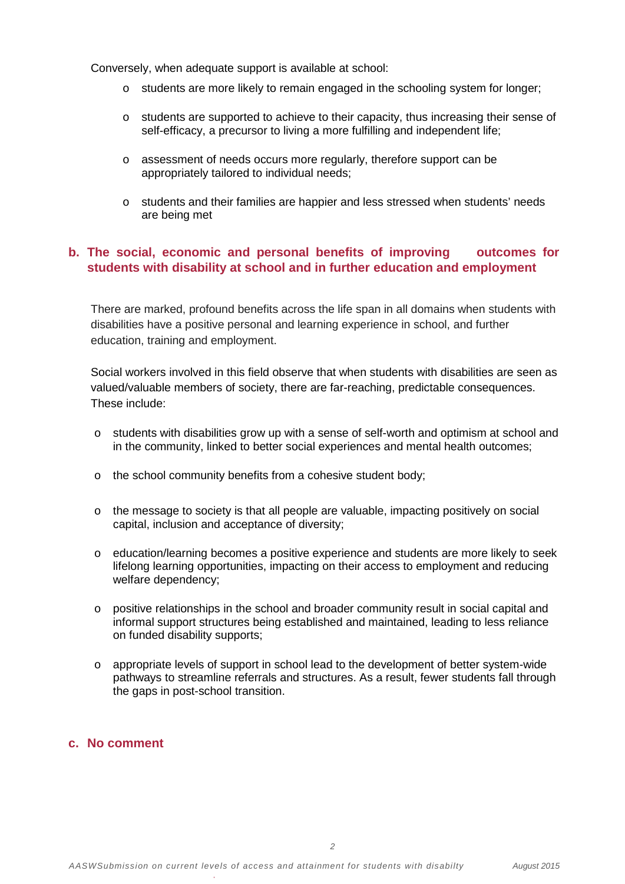Conversely, when adequate support is available at school:

- students are more likely to remain engaged in the schooling system for longer;
- students are supported to achieve to their capacity, thus increasing their sense of self-efficacy, a precursor to living a more fulfilling and independent life;
- assessment of needs occurs more regularly, therefore support can be appropriately tailored to individual needs;
- students and their families are happier and less stressed when students' needs are being met

## b. The social, economic and personal benefits of improving outcomes for students with disability at school and in further education and employment

There are marked, profound benefits across the life span in all domains when students with disabilities have a positive personal and learning experience in school, and further education, training and employment.

Social workers involved in this field observe that when students with disabilities are seen as valued/valuable members of society, there are far-reaching, predictable consequences. These include:

- students with disabilities grow up with a sense of self-worth and optimism at school and in the community, linked to better social experiences and mental health outcomes;
- the school community benefits from a cohesive student body;
- the message to society is that all people are valuable, impacting positively on social capital, inclusion and acceptance of diversity;
- education/learning becomes a positive experience and students are more likely to seek lifelong learning opportunities, impacting on their access to employment and reducing welfare dependency;
- positive relationships in the school and broader community result in social capital and informal support structures being established and maintained, leading to less reliance on funded disability supports;
- appropriate levels of support in school lead to the development of better system-wide pathways to streamline referrals and structures. As a result, fewer students fall through the gaps in post-school transition.

## c. No comment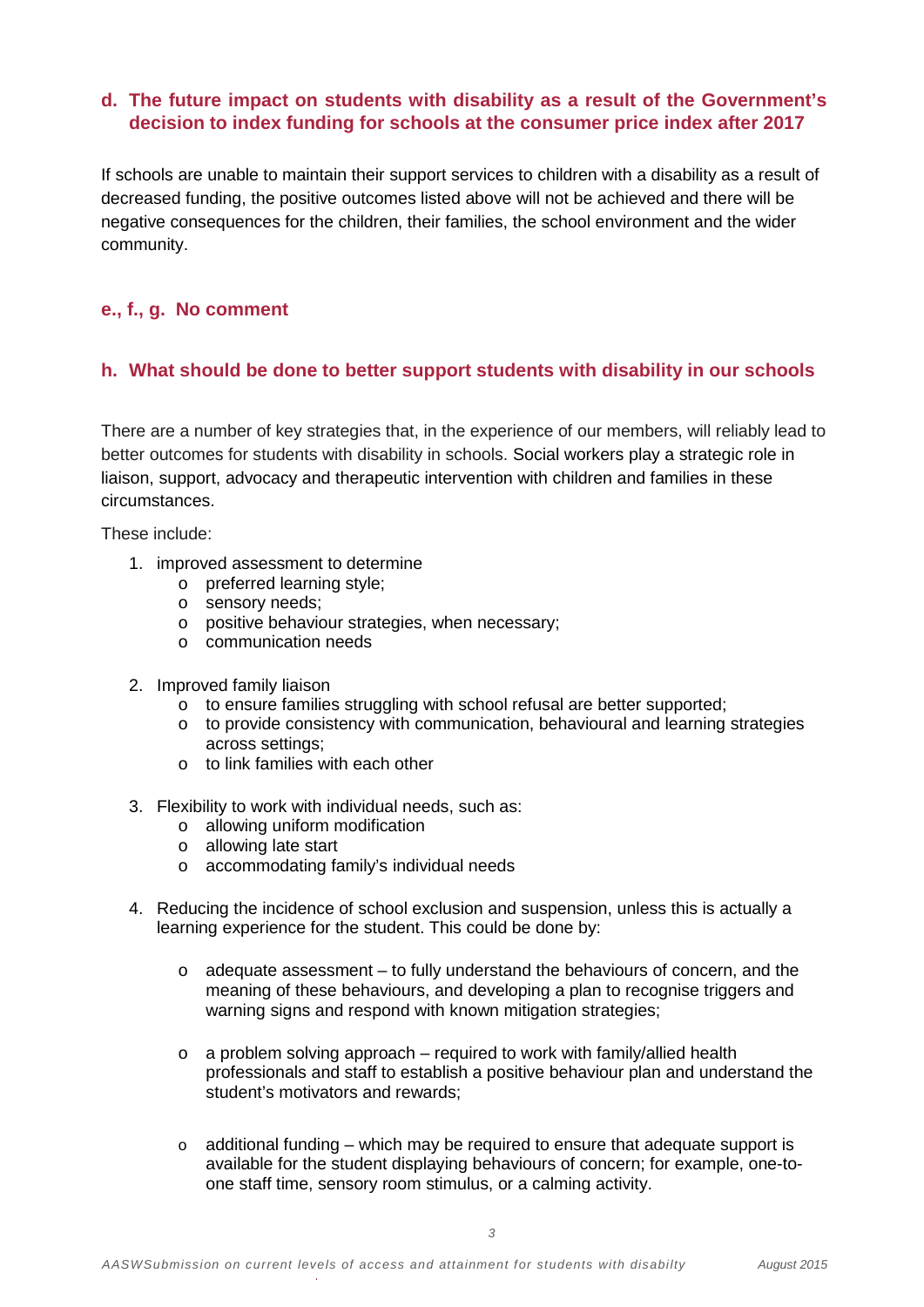## d. The future impact on students with disability as a result of the Government's decision to index funding for schools at the consumer price index after 2017

If schools are unable to maintain their support services to children with a disability as a result of decreased funding, the positive outcomes listed above will not be achieved and there will be negative consequences for the children, their families, the school environment and the wider community.

## e., f., g. No comment

## h. What should be done to better support students with disability in our schools

There are a number of key strategies that, in the experience of our members, will reliably lead to better outcomes for students with disability in schools. Social workers play a strategic role in liaison, support, advocacy and therapeutic intervention with children and families in these circumstances.

These include:

1. improved assessment to determine
   - preferred learning style;
   - sensory needs;
   - positive behaviour strategies, when necessary;
   - communication needs
2. Improved family liaison
   - to ensure families struggling with school refusal are better supported;
   - to provide consistency with communication, behavioural and learning strategies across settings;
   - to link families with each other
3. Flexibility to work with individual needs, such as:
   - allowing uniform modification
   - allowing late start
   - accommodating family's individual needs
4. Reducing the incidence of school exclusion and suspension, unless this is actually a learning experience for the student. This could be done by:
   - adequate assessment – to fully understand the behaviours of concern, and the meaning of these behaviours, and developing a plan to recognise triggers and warning signs and respond with known mitigation strategies;
   - a problem solving approach – required to work with family/allied health professionals and staff to establish a positive behaviour plan and understand the student's motivators and rewards;
   - additional funding – which may be required to ensure that adequate support is available for the student displaying behaviours of concern; for example, one-to-one staff time, sensory room stimulus, or a calming activity.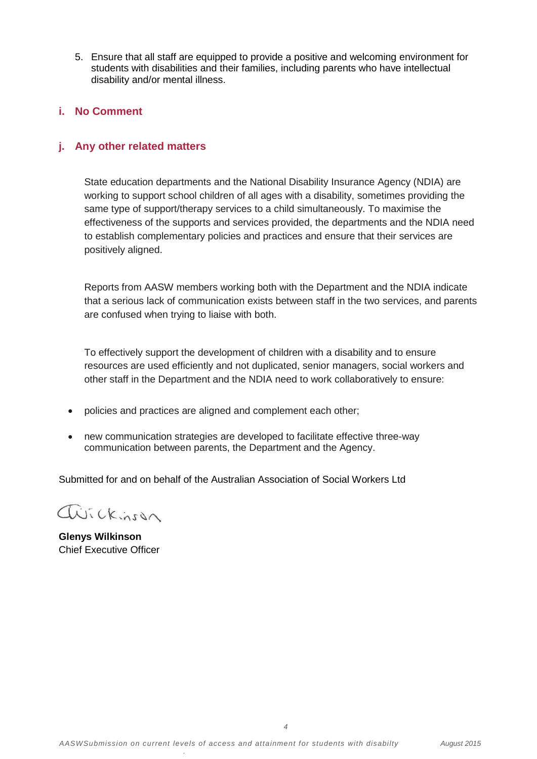5. Ensure that all staff are equipped to provide a positive and welcoming environment for students with disabilities and their families, including parents who have intellectual disability and/or mental illness.

## i. No Comment

## j. Any other related matters

State education departments and the National Disability Insurance Agency (NDIA) are working to support school children of all ages with a disability, sometimes providing the same type of support/therapy services to a child simultaneously. To maximise the effectiveness of the supports and services provided, the departments and the NDIA need to establish complementary policies and practices and ensure that their services are positively aligned.

Reports from AASW members working both with the Department and the NDIA indicate that a serious lack of communication exists between staff in the two services, and parents are confused when trying to liaise with both.

To effectively support the development of children with a disability and to ensure resources are used efficiently and not duplicated, senior managers, social workers and other staff in the Department and the NDIA need to work collaboratively to ensure:

- policies and practices are aligned and complement each other;
- new communication strategies are developed to facilitate effective three-way communication between parents, the Department and the Agency.

Submitted for and on behalf of the Australian Association of Social Workers Ltd

**Glenys Wilkinson**
Chief Executive Officer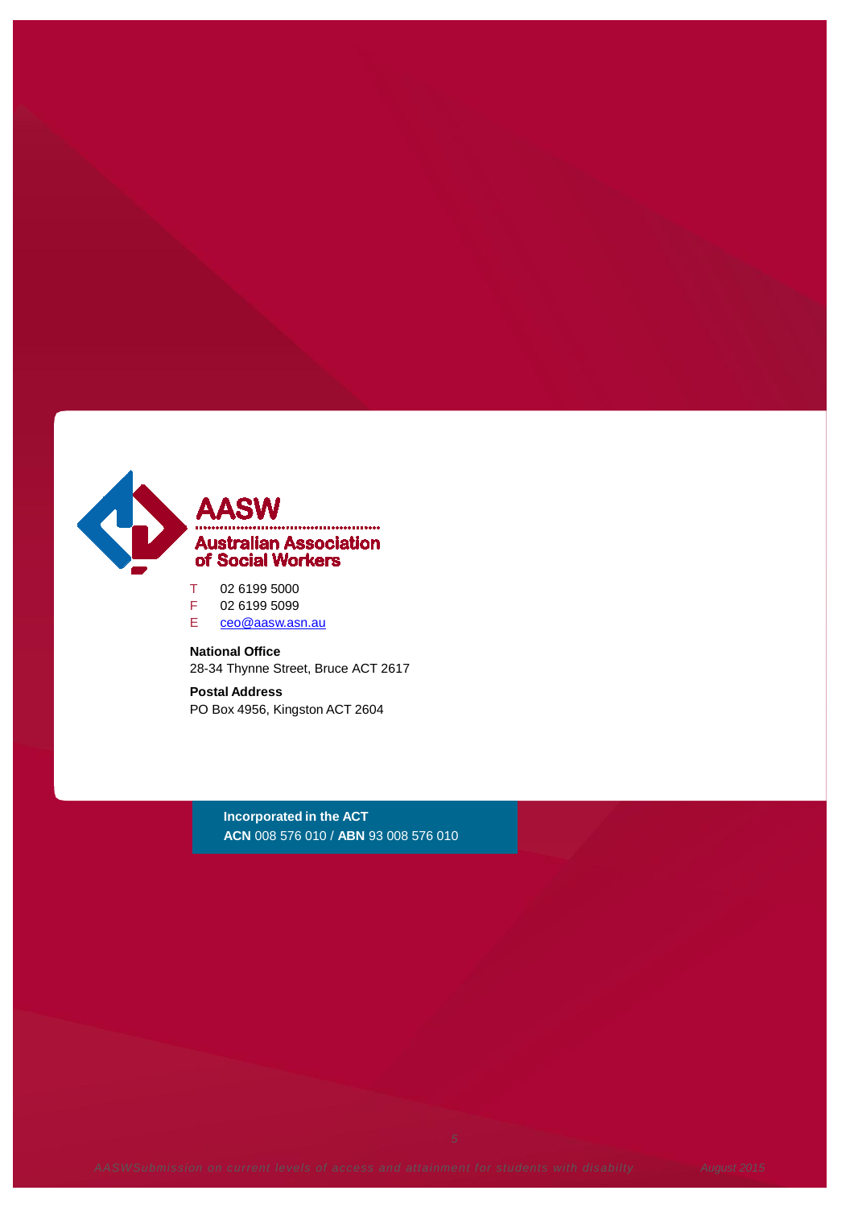**AASW**

**Australian Association of Social Workers**

T 02 6199 5000
F 02 6199 5099
E ceo@aasw.asn.au

**National Office**
28-34 Thynne Street, Bruce ACT 2617

**Postal Address**
PO Box 4956, Kingston ACT 2604

**Incorporated in the ACT**
**ACN** 008 576 010 / **ABN** 93 008 576 010